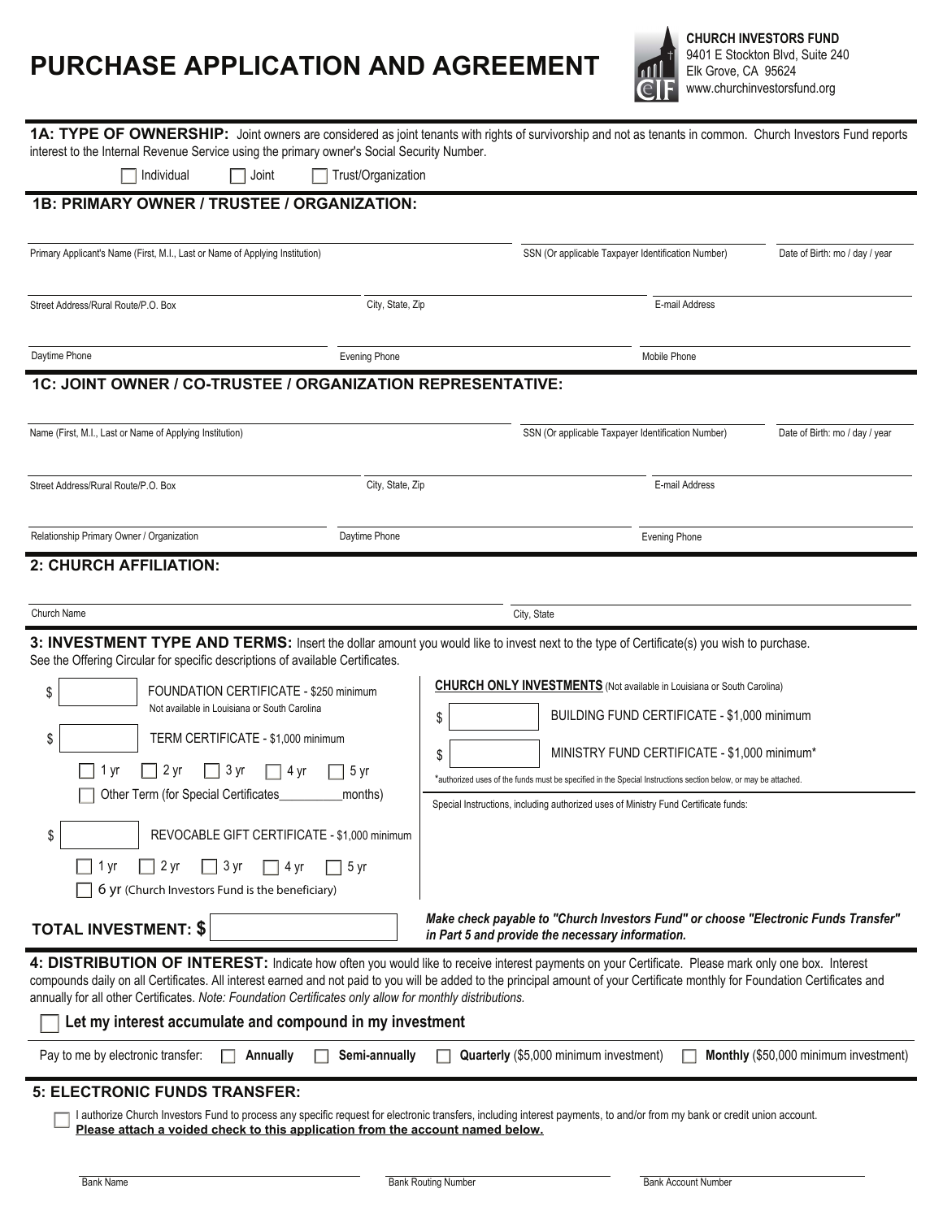# PURCHASE APPLICATION AND AGREEMENT

**CHURCH INVESTORS FUND**
9401 E Stockton Blvd, Suite 240
Elk Grove, CA 95624
www.churchinvestorsfund.org

**1A: TYPE OF OWNERSHIP:** Joint owners are considered as joint tenants with rights of survivorship and not as tenants in common. Church Investors Fund reports interest to the Internal Revenue Service using the primary owner's Social Security Number.

☐ Individual ☐ Joint ☐ Trust/Organization

## 1B: PRIMARY OWNER / TRUSTEE / ORGANIZATION:

Primary Applicant's Name (First, M.I., Last or Name of Applying Institution) | SSN (Or applicable Taxpayer Identification Number) | Date of Birth: mo / day / year

Street Address/Rural Route/P.O. Box | City, State, Zip | E-mail Address

Daytime Phone | Evening Phone | Mobile Phone

## 1C: JOINT OWNER / CO-TRUSTEE / ORGANIZATION REPRESENTATIVE:

Name (First, M.I., Last or Name of Applying Institution) | SSN (Or applicable Taxpayer Identification Number) | Date of Birth: mo / day / year

Street Address/Rural Route/P.O. Box | City, State, Zip | E-mail Address

Relationship Primary Owner / Organization | Daytime Phone | Evening Phone

## 2: CHURCH AFFILIATION:

Church Name | City, State

**3: INVESTMENT TYPE AND TERMS:** Insert the dollar amount you would like to invest next to the type of Certificate(s) you wish to purchase. See the Offering Circular for specific descriptions of available Certificates.

$ ______ FOUNDATION CERTIFICATE - $250 minimum
Not available in Louisiana or South Carolina

$ ______ TERM CERTIFICATE - $1,000 minimum
☐ 1 yr ☐ 2 yr ☐ 3 yr ☐ 4 yr ☐ 5 yr
☐ Other Term (for Special Certificates_________months)

$ ______ REVOCABLE GIFT CERTIFICATE - $1,000 minimum
☐ 1 yr ☐ 2 yr ☐ 3 yr ☐ 4 yr ☐ 5 yr
☐ 6 yr (Church Investors Fund is the beneficiary)

**CHURCH ONLY INVESTMENTS** (Not available in Louisiana or South Carolina)

$ ______ BUILDING FUND CERTIFICATE - $1,000 minimum

$ ______ MINISTRY FUND CERTIFICATE - $1,000 minimum*

*authorized uses of the funds must be specified in the Special Instructions section below, or may be attached.

Special Instructions, including authorized uses of Ministry Fund Certificate funds:

**TOTAL INVESTMENT: $** ______

***Make check payable to "Church Investors Fund" or choose "Electronic Funds Transfer" in Part 5 and provide the necessary information.***

**4: DISTRIBUTION OF INTEREST:** Indicate how often you would like to receive interest payments on your Certificate. Please mark only one box. Interest compounds daily on all Certificates. All interest earned and not paid to you will be added to the principal amount of your Certificate monthly for Foundation Certificates and annually for all other Certificates. *Note: Foundation Certificates only allow for monthly distributions.*

☐ **Let my interest accumulate and compound in my investment**

Pay to me by electronic transfer: ☐ **Annually** ☐ **Semi-annually** ☐ **Quarterly** ($5,000 minimum investment) ☐ **Monthly** ($50,000 minimum investment)

## 5: ELECTRONIC FUNDS TRANSFER:

☐ I authorize Church Investors Fund to process any specific request for electronic transfers, including interest payments, to and/or from my bank or credit union account. **Please attach a voided check to this application from the account named below.**

Bank Name | Bank Routing Number | Bank Account Number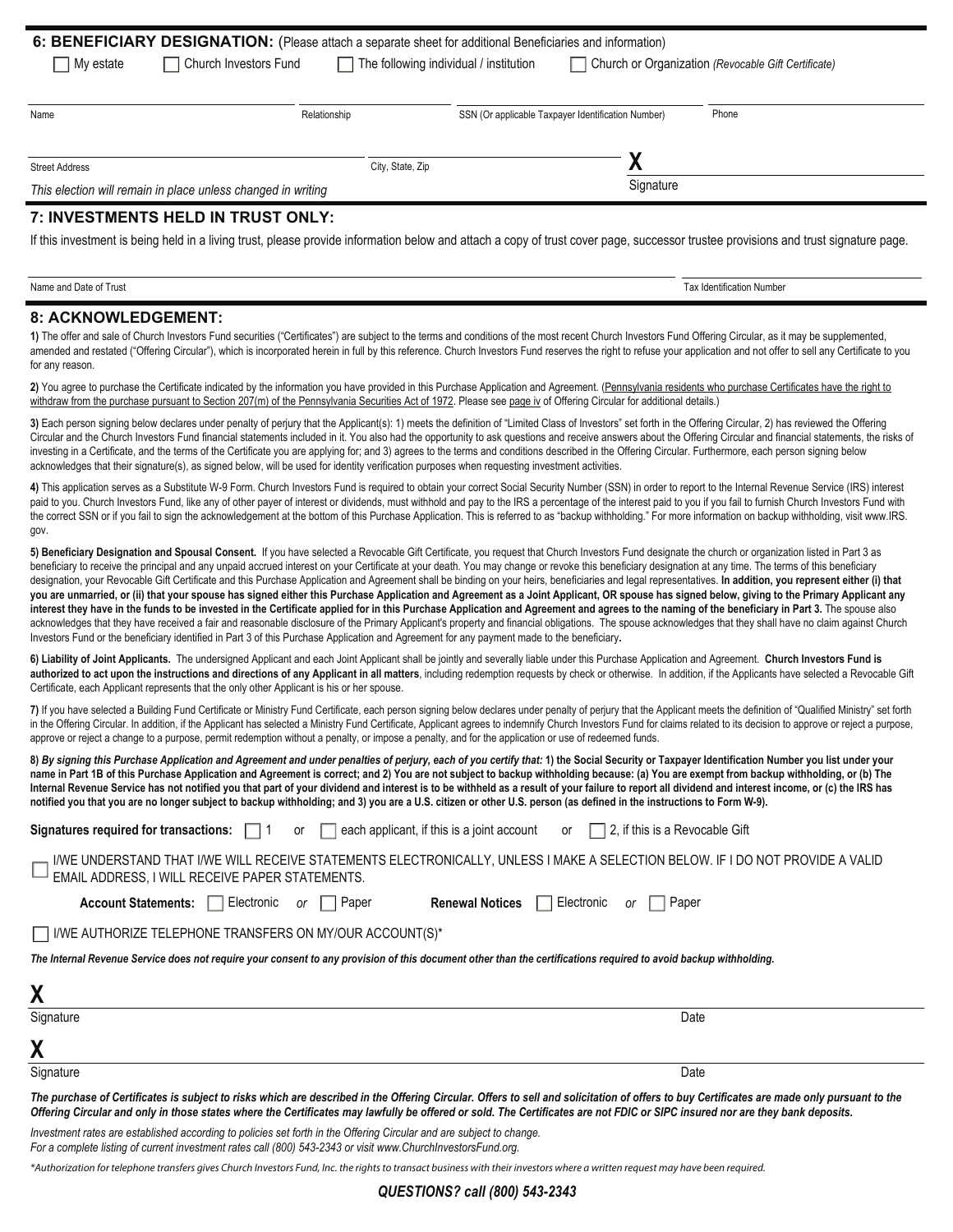## 6: BENEFICIARY DESIGNATION: (Please attach a separate sheet for additional Beneficiaries and information)

☐ My estate ☐ Church Investors Fund ☐ The following individual / institution ☐ Church or Organization *(Revocable Gift Certificate)*

Name ____________ Relationship ____________ SSN (Or applicable Taxpayer Identification Number) ____________ Phone ____________

Street Address ____________ City, State, Zip ____________

X ____________
Signature

*This election will remain in place unless changed in writing*

## 7: INVESTMENTS HELD IN TRUST ONLY:

If this investment is being held in a living trust, please provide information below and attach a copy of trust cover page, successor trustee provisions and trust signature page.

Name and Date of Trust ____________ Tax Identification Number ____________

## 8: ACKNOWLEDGEMENT:

**1)** The offer and sale of Church Investors Fund securities ("Certificates") are subject to the terms and conditions of the most recent Church Investors Fund Offering Circular, as it may be supplemented, amended and restated ("Offering Circular"), which is incorporated herein in full by this reference. Church Investors Fund reserves the right to refuse your application and not offer to sell any Certificate to you for any reason.

**2)** You agree to purchase the Certificate indicated by the information you have provided in this Purchase Application and Agreement. (Pennsylvania residents who purchase Certificates have the right to withdraw from the purchase pursuant to Section 207(m) of the Pennsylvania Securities Act of 1972. Please see page iv of Offering Circular for additional details.)

**3)** Each person signing below declares under penalty of perjury that the Applicant(s): 1) meets the definition of "Limited Class of Investors" set forth in the Offering Circular, 2) has reviewed the Offering Circular and the Church Investors Fund financial statements included in it. You also had the opportunity to ask questions and receive answers about the Offering Circular and financial statements, the risks of investing in a Certificate, and the terms of the Certificate you are applying for; and 3) agrees to the terms and conditions described in the Offering Circular. Furthermore, each person signing below acknowledges that their signature(s), as signed below, will be used for identity verification purposes when requesting investment activities.

**4)** This application serves as a Substitute W-9 Form. Church Investors Fund is required to obtain your correct Social Security Number (SSN) in order to report to the Internal Revenue Service (IRS) interest paid to you. Church Investors Fund, like any of other payer of interest or dividends, must withhold and pay to the IRS a percentage of the interest paid to you if you fail to furnish Church Investors Fund with the correct SSN or if you fail to sign the acknowledgement at the bottom of this Purchase Application. This is referred to as "backup withholding." For more information on backup withholding, visit www.IRS.gov.

**5) Beneficiary Designation and Spousal Consent.** If you have selected a Revocable Gift Certificate, you request that Church Investors Fund designate the church or organization listed in Part 3 as beneficiary to receive the principal and any unpaid accrued interest on your Certificate at your death. You may change or revoke this beneficiary designation at any time. The terms of this beneficiary designation, your Revocable Gift Certificate and this Purchase Application and Agreement shall be binding on your heirs, beneficiaries and legal representatives. **In addition, you represent either (i) that you are unmarried, or (ii) that your spouse has signed either this Purchase Application and Agreement as a Joint Applicant, OR spouse has signed below, giving to the Primary Applicant any interest they have in the funds to be invested in the Certificate applied for in this Purchase Application and Agreement and agrees to the naming of the beneficiary in Part 3.** The spouse also acknowledges that they have received a fair and reasonable disclosure of the Primary Applicant's property and financial obligations. The spouse acknowledges that they shall have no claim against Church Investors Fund or the beneficiary identified in Part 3 of this Purchase Application and Agreement for any payment made to the beneficiary**.**

**6) Liability of Joint Applicants.** The undersigned Applicant and each Joint Applicant shall be jointly and severally liable under this Purchase Application and Agreement. **Church Investors Fund is authorized to act upon the instructions and directions of any Applicant in all matters**, including redemption requests by check or otherwise. In addition, if the Applicants have selected a Revocable Gift Certificate, each Applicant represents that the only other Applicant is his or her spouse.

**7)** If you have selected a Building Fund Certificate or Ministry Fund Certificate, each person signing below declares under penalty of perjury that the Applicant meets the definition of "Qualified Ministry" set forth in the Offering Circular. In addition, if the Applicant has selected a Ministry Fund Certificate, Applicant agrees to indemnify Church Investors Fund for claims related to its decision to approve or reject a purpose, approve or reject a change to a purpose, permit redemption without a penalty, or impose a penalty, and for the application or use of redeemed funds.

**8)** ***By signing this Purchase Application and Agreement and under penalties of perjury, each of you certify that:*** **1) the Social Security or Taxpayer Identification Number you list under your name in Part 1B of this Purchase Application and Agreement is correct; and 2) You are not subject to backup withholding because: (a) You are exempt from backup withholding, or (b) The Internal Revenue Service has not notified you that part of your dividend and interest is to be withheld as a result of your failure to report all dividend and interest income, or (c) the IRS has notified you that you are no longer subject to backup withholding; and 3) you are a U.S. citizen or other U.S. person (as defined in the instructions to Form W-9).**

**Signatures required for transactions:** ☐ 1 or ☐ each applicant, if this is a joint account or ☐ 2, if this is a Revocable Gift

☐ I/WE UNDERSTAND THAT I/WE WILL RECEIVE STATEMENTS ELECTRONICALLY, UNLESS I MAKE A SELECTION BELOW. IF I DO NOT PROVIDE A VALID EMAIL ADDRESS, I WILL RECEIVE PAPER STATEMENTS.

**Account Statements:** ☐ Electronic *or* ☐ Paper **Renewal Notices** ☐ Electronic *or* ☐ Paper

☐ I/WE AUTHORIZE TELEPHONE TRANSFERS ON MY/OUR ACCOUNT(S)*

***The Internal Revenue Service does not require your consent to any provision of this document other than the certifications required to avoid backup withholding.***

X ____________
Signature ____________ Date ____________

X ____________
Signature ____________ Date ____________

***The purchase of Certificates is subject to risks which are described in the Offering Circular. Offers to sell and solicitation of offers to buy Certificates are made only pursuant to the Offering Circular and only in those states where the Certificates may lawfully be offered or sold. The Certificates are not FDIC or SIPC insured nor are they bank deposits.***

*Investment rates are established according to policies set forth in the Offering Circular and are subject to change.*
*For a complete listing of current investment rates call (800) 543-2343 or visit www.ChurchInvestorsFund.org.*

**Authorization for telephone transfers gives Church Investors Fund, Inc. the rights to transact business with their investors where a written request may have been required.*

***QUESTIONS? call (800) 543-2343***